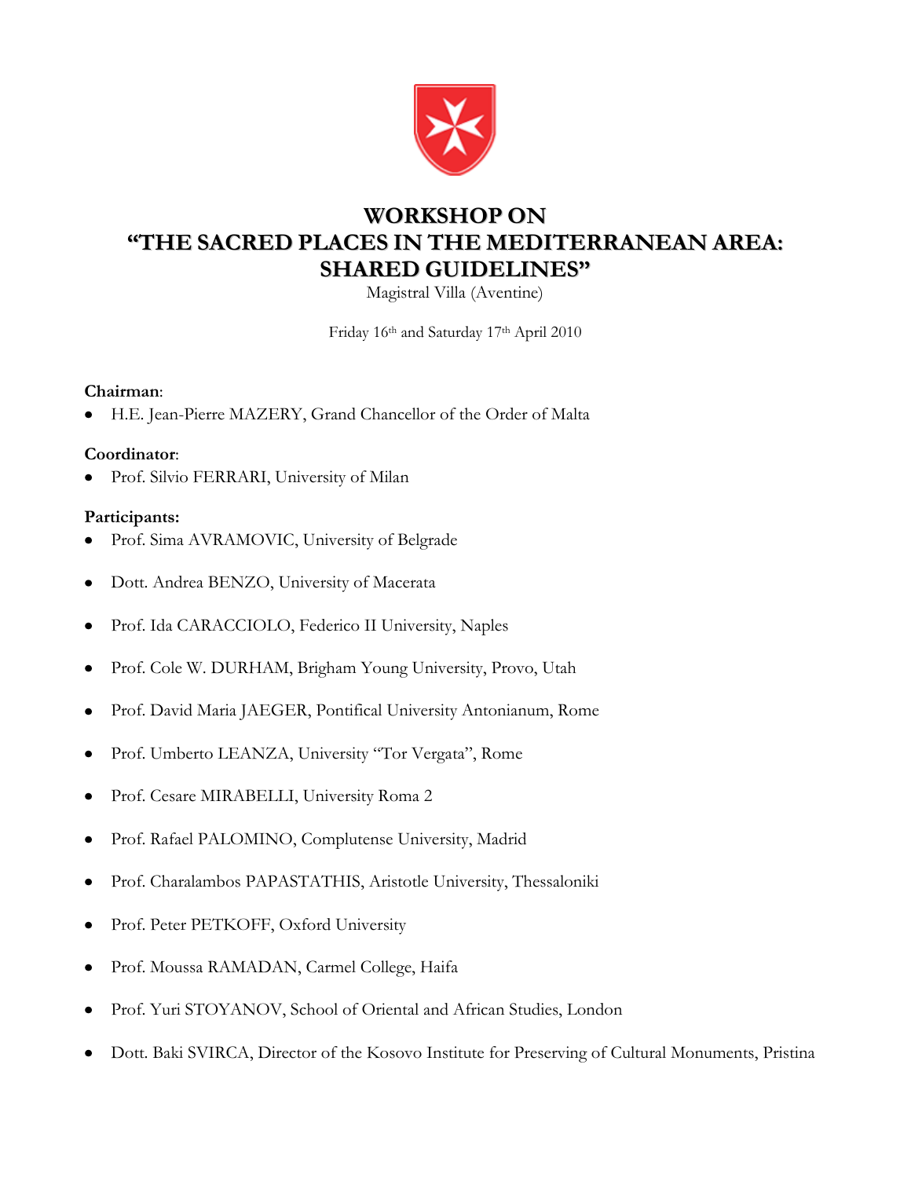# WORKSHOP ON
# "THE SACRED PLACES IN THE MEDITERRANEAN AREA: SHARED GUIDELINES"

Magistral Villa (Aventine)

Friday 16th and Saturday 17th April 2010

**Chairman**:

- H.E. Jean-Pierre MAZERY, Grand Chancellor of the Order of Malta

**Coordinator**:

- Prof. Silvio FERRARI, University of Milan

**Participants:**

- Prof. Sima AVRAMOVIC, University of Belgrade
- Dott. Andrea BENZO, University of Macerata
- Prof. Ida CARACCIOLO, Federico II University, Naples
- Prof. Cole W. DURHAM, Brigham Young University, Provo, Utah
- Prof. David Maria JAEGER, Pontifical University Antonianum, Rome
- Prof. Umberto LEANZA, University "Tor Vergata", Rome
- Prof. Cesare MIRABELLI, University Roma 2
- Prof. Rafael PALOMINO, Complutense University, Madrid
- Prof. Charalambos PAPASTATHIS, Aristotle University, Thessaloniki
- Prof. Peter PETKOFF, Oxford University
- Prof. Moussa RAMADAN, Carmel College, Haifa
- Prof. Yuri STOYANOV, School of Oriental and African Studies, London
- Dott. Baki SVIRCA, Director of the Kosovo Institute for Preserving of Cultural Monuments, Pristina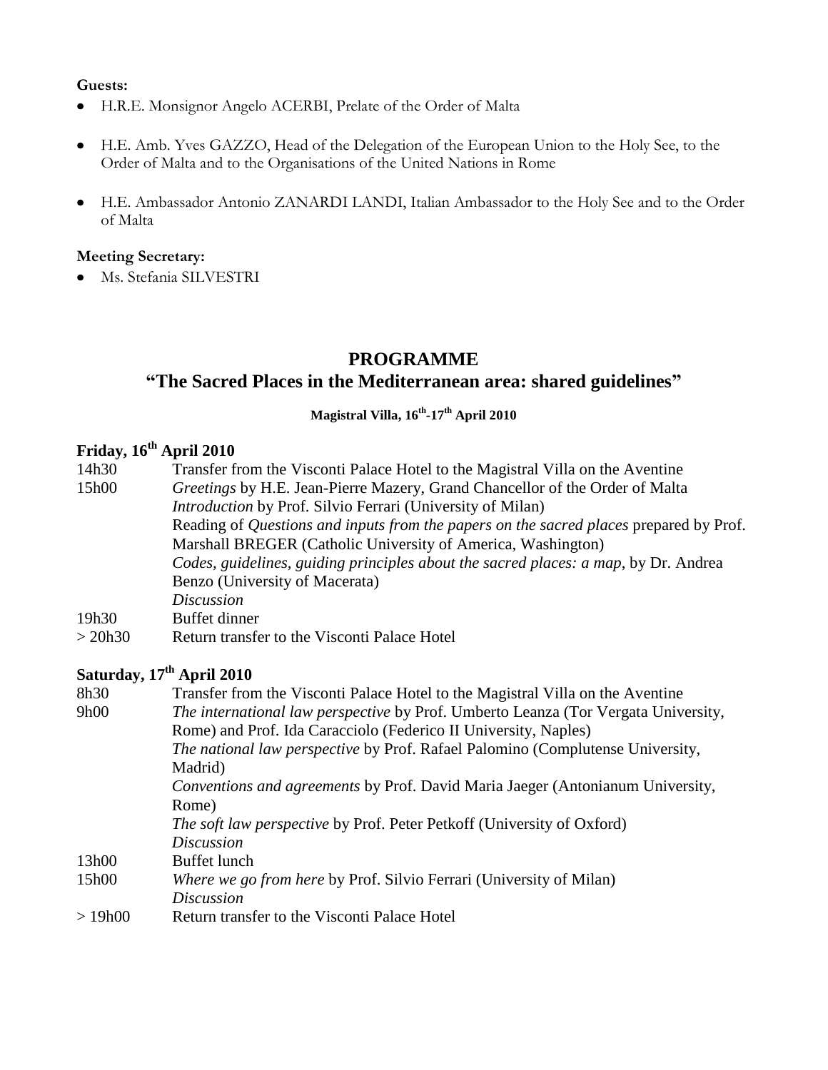**Guests:**

- H.R.E. Monsignor Angelo ACERBI, Prelate of the Order of Malta
- H.E. Amb. Yves GAZZO, Head of the Delegation of the European Union to the Holy See, to the Order of Malta and to the Organisations of the United Nations in Rome
- H.E. Ambassador Antonio ZANARDI LANDI, Italian Ambassador to the Holy See and to the Order of Malta

**Meeting Secretary:**

- Ms. Stefania SILVESTRI

# PROGRAMME

## "The Sacred Places in the Mediterranean area: shared guidelines"

**Magistral Villa, 16th-17th April 2010**

### Friday, 16th April 2010

| | |
|---|---|
| 14h30 | Transfer from the Visconti Palace Hotel to the Magistral Villa on the Aventine |
| 15h00 | *Greetings* by H.E. Jean-Pierre Mazery, Grand Chancellor of the Order of Malta<br>*Introduction* by Prof. Silvio Ferrari (University of Milan)<br>Reading of *Questions and inputs from the papers on the sacred places* prepared by Prof. Marshall BREGER (Catholic University of America, Washington)<br>*Codes, guidelines, guiding principles about the sacred places: a map*, by Dr. Andrea Benzo (University of Macerata)<br>*Discussion* |
| 19h30 | Buffet dinner |
| > 20h30 | Return transfer to the Visconti Palace Hotel |

### Saturday, 17th April 2010

| | |
|---|---|
| 8h30 | Transfer from the Visconti Palace Hotel to the Magistral Villa on the Aventine |
| 9h00 | *The international law perspective* by Prof. Umberto Leanza (Tor Vergata University, Rome) and Prof. Ida Caracciolo (Federico II University, Naples)<br>*The national law perspective* by Prof. Rafael Palomino (Complutense University, Madrid)<br>*Conventions and agreements* by Prof. David Maria Jaeger (Antonianum University, Rome)<br>*The soft law perspective* by Prof. Peter Petkoff (University of Oxford)<br>*Discussion* |
| 13h00 | Buffet lunch |
| 15h00 | *Where we go from here* by Prof. Silvio Ferrari (University of Milan)<br>*Discussion* |
| > 19h00 | Return transfer to the Visconti Palace Hotel |